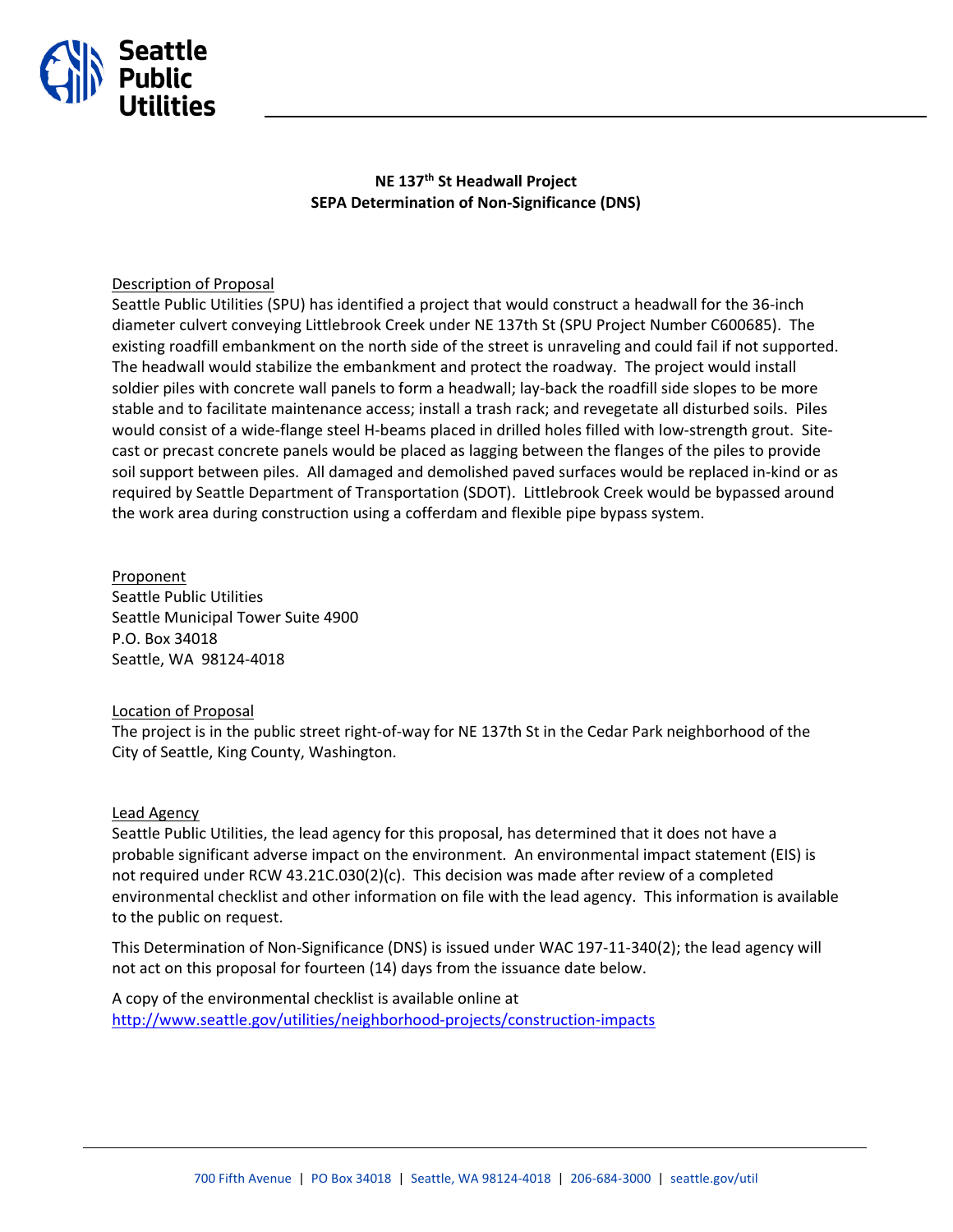# NE 137th St Headwall Project
## SEPA Determination of Non-Significance (DNS)

Description of Proposal

Seattle Public Utilities (SPU) has identified a project that would construct a headwall for the 36-inch diameter culvert conveying Littlebrook Creek under NE 137th St (SPU Project Number C600685). The existing roadfill embankment on the north side of the street is unraveling and could fail if not supported. The headwall would stabilize the embankment and protect the roadway. The project would install soldier piles with concrete wall panels to form a headwall; lay-back the roadfill side slopes to be more stable and to facilitate maintenance access; install a trash rack; and revegetate all disturbed soils. Piles would consist of a wide-flange steel H-beams placed in drilled holes filled with low-strength grout. Site-cast or precast concrete panels would be placed as lagging between the flanges of the piles to provide soil support between piles. All damaged and demolished paved surfaces would be replaced in-kind or as required by Seattle Department of Transportation (SDOT). Littlebrook Creek would be bypassed around the work area during construction using a cofferdam and flexible pipe bypass system.

Proponent

Seattle Public Utilities
Seattle Municipal Tower Suite 4900
P.O. Box 34018
Seattle, WA 98124-4018

Location of Proposal

The project is in the public street right-of-way for NE 137th St in the Cedar Park neighborhood of the City of Seattle, King County, Washington.

Lead Agency

Seattle Public Utilities, the lead agency for this proposal, has determined that it does not have a probable significant adverse impact on the environment. An environmental impact statement (EIS) is not required under RCW 43.21C.030(2)(c). This decision was made after review of a completed environmental checklist and other information on file with the lead agency. This information is available to the public on request.

This Determination of Non-Significance (DNS) is issued under WAC 197-11-340(2); the lead agency will not act on this proposal for fourteen (14) days from the issuance date below.

A copy of the environmental checklist is available online at
http://www.seattle.gov/utilities/neighborhood-projects/construction-impacts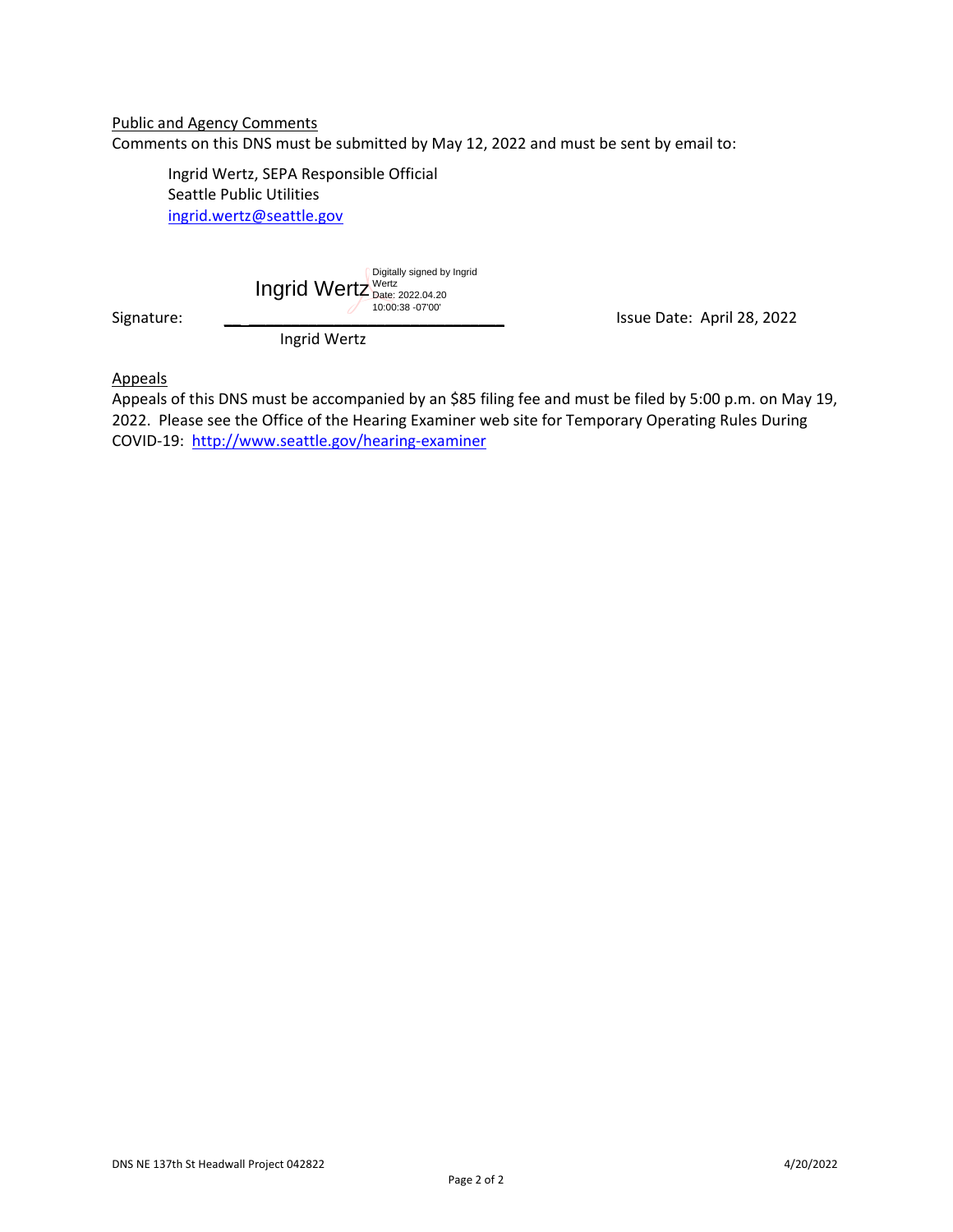Public and Agency Comments

Comments on this DNS must be submitted by May 12, 2022 and must be sent by email to:

Ingrid Wertz, SEPA Responsible Official
Seattle Public Utilities
ingrid.wertz@seattle.gov

Signature: Ingrid Wertz Digitally signed by Ingrid Wertz Date: 2022.04.20 10:00:38 -07'00'

Ingrid Wertz

Issue Date: April 28, 2022

Appeals

Appeals of this DNS must be accompanied by an $85 filing fee and must be filed by 5:00 p.m. on May 19, 2022. Please see the Office of the Hearing Examiner web site for Temporary Operating Rules During COVID-19: http://www.seattle.gov/hearing-examiner